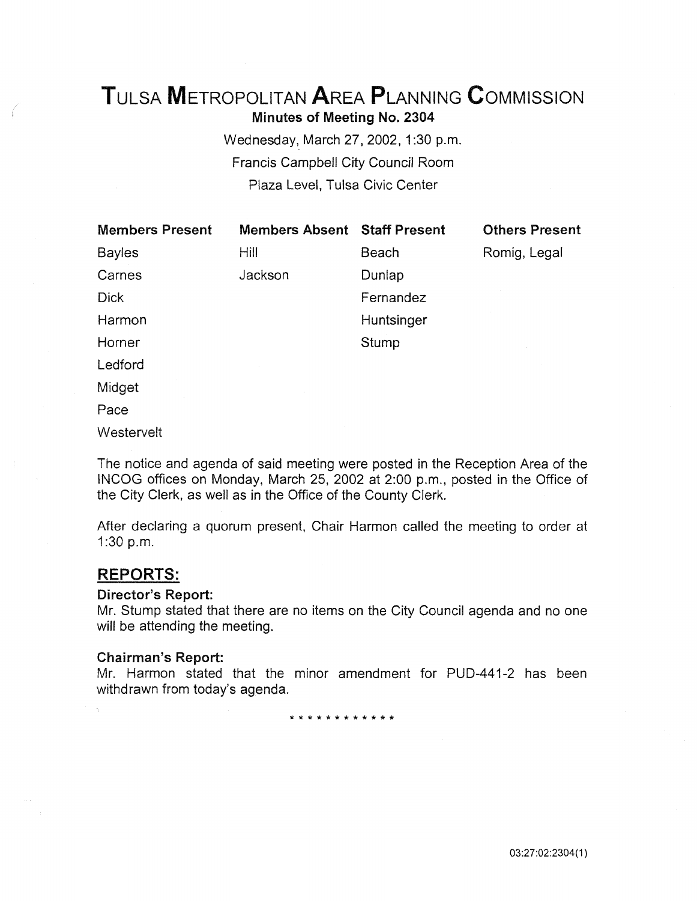# TULSA METROPOLITAN AREA PLANNING COMMISSION

**Minutes of Meeting No. 2304**

Wednesday, March 27, 2002, 1:30 p.m.
Francis Campbell City Council Room
Plaza Level, Tulsa Civic Center

| Members Present | Members Absent | Staff Present | Others Present |
|---|---|---|---|
| Bayles | Hill | Beach | Romig, Legal |
| Carnes | Jackson | Dunlap | |
| Dick | | Fernandez | |
| Harmon | | Huntsinger | |
| Horner | | Stump | |
| Ledford | | | |
| Midget | | | |
| Pace | | | |
| Westervelt | | | |

The notice and agenda of said meeting were posted in the Reception Area of the INCOG offices on Monday, March 25, 2002 at 2:00 p.m., posted in the Office of the City Clerk, as well as in the Office of the County Clerk.

After declaring a quorum present, Chair Harmon called the meeting to order at 1:30 p.m.

## REPORTS:

**Director's Report:**

Mr. Stump stated that there are no items on the City Council agenda and no one will be attending the meeting.

**Chairman's Report:**

Mr. Harmon stated that the minor amendment for PUD-441-2 has been withdrawn from today's agenda.

\* \* \* \* \* \* \* \* \* \* \* \*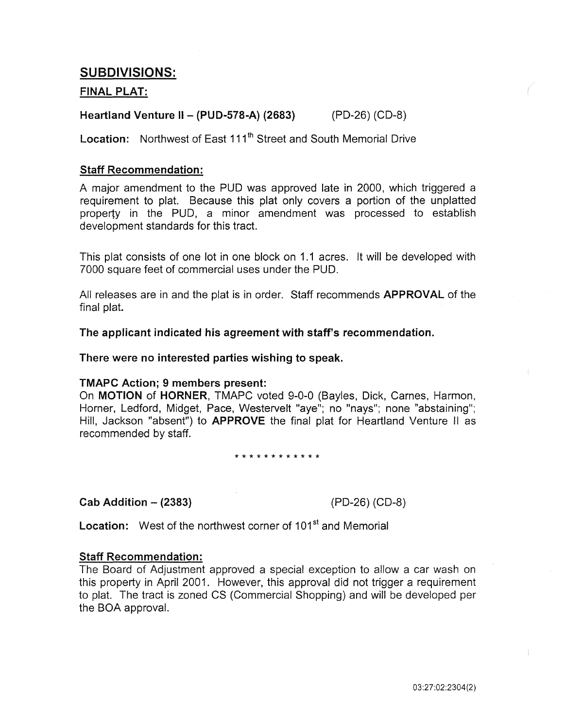## SUBDIVISIONS:

### FINAL PLAT:

**Heartland Venture II – (PUD-578-A) (2683)** (PD-26) (CD-8)

**Location:** Northwest of East 111th Street and South Memorial Drive

**Staff Recommendation:**

A major amendment to the PUD was approved late in 2000, which triggered a requirement to plat. Because this plat only covers a portion of the unplatted property in the PUD, a minor amendment was processed to establish development standards for this tract.

This plat consists of one lot in one block on 1.1 acres. It will be developed with 7000 square feet of commercial uses under the PUD.

All releases are in and the plat is in order. Staff recommends **APPROVAL** of the final plat.

**The applicant indicated his agreement with staff's recommendation.**

**There were no interested parties wishing to speak.**

**TMAPC Action; 9 members present:**
On **MOTION** of **HORNER**, TMAPC voted 9-0-0 (Bayles, Dick, Carnes, Harmon, Horner, Ledford, Midget, Pace, Westervelt "aye"; no "nays"; none "abstaining"; Hill, Jackson "absent") to **APPROVE** the final plat for Heartland Venture II as recommended by staff.

* * * * * * * * * * * *

**Cab Addition – (2383)** (PD-26) (CD-8)

**Location:** West of the northwest corner of 101st and Memorial

**Staff Recommendation:**
The Board of Adjustment approved a special exception to allow a car wash on this property in April 2001. However, this approval did not trigger a requirement to plat. The tract is zoned CS (Commercial Shopping) and will be developed per the BOA approval.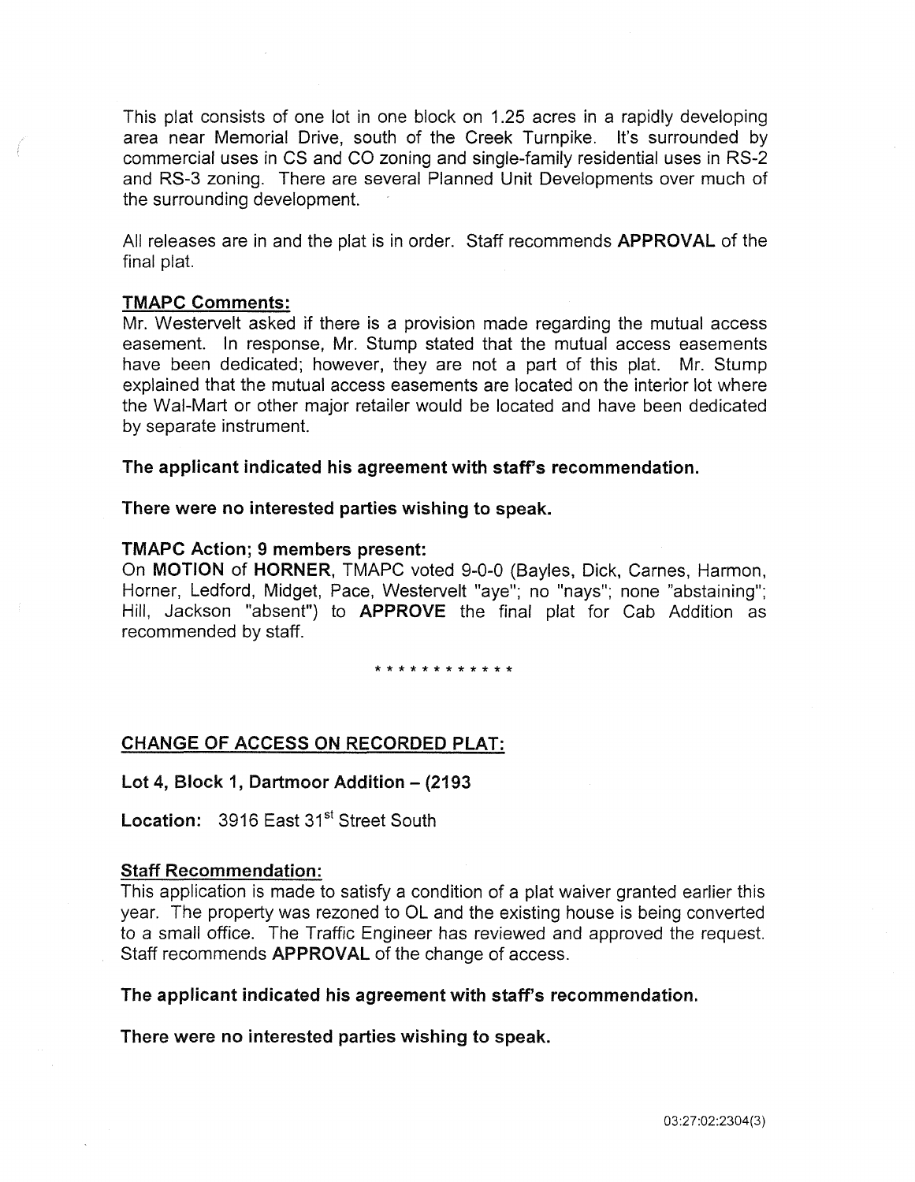This plat consists of one lot in one block on 1.25 acres in a rapidly developing area near Memorial Drive, south of the Creek Turnpike. It's surrounded by commercial uses in CS and CO zoning and single-family residential uses in RS-2 and RS-3 zoning. There are several Planned Unit Developments over much of the surrounding development.

All releases are in and the plat is in order. Staff recommends **APPROVAL** of the final plat.

**TMAPC Comments:**

Mr. Westervelt asked if there is a provision made regarding the mutual access easement. In response, Mr. Stump stated that the mutual access easements have been dedicated; however, they are not a part of this plat. Mr. Stump explained that the mutual access easements are located on the interior lot where the Wal-Mart or other major retailer would be located and have been dedicated by separate instrument.

**The applicant indicated his agreement with staff's recommendation.**

**There were no interested parties wishing to speak.**

**TMAPC Action; 9 members present:**

On **MOTION** of **HORNER**, TMAPC voted 9-0-0 (Bayles, Dick, Carnes, Harmon, Horner, Ledford, Midget, Pace, Westervelt "aye"; no "nays"; none "abstaining"; Hill, Jackson "absent") to **APPROVE** the final plat for Cab Addition as recommended by staff.

* * * * * * * * * * * *

**CHANGE OF ACCESS ON RECORDED PLAT:**

**Lot 4, Block 1, Dartmoor Addition – (2193**

**Location:** 3916 East 31st Street South

**Staff Recommendation:**

This application is made to satisfy a condition of a plat waiver granted earlier this year. The property was rezoned to OL and the existing house is being converted to a small office. The Traffic Engineer has reviewed and approved the request. Staff recommends **APPROVAL** of the change of access.

**The applicant indicated his agreement with staff's recommendation.**

**There were no interested parties wishing to speak.**

03:27:02:2304(3)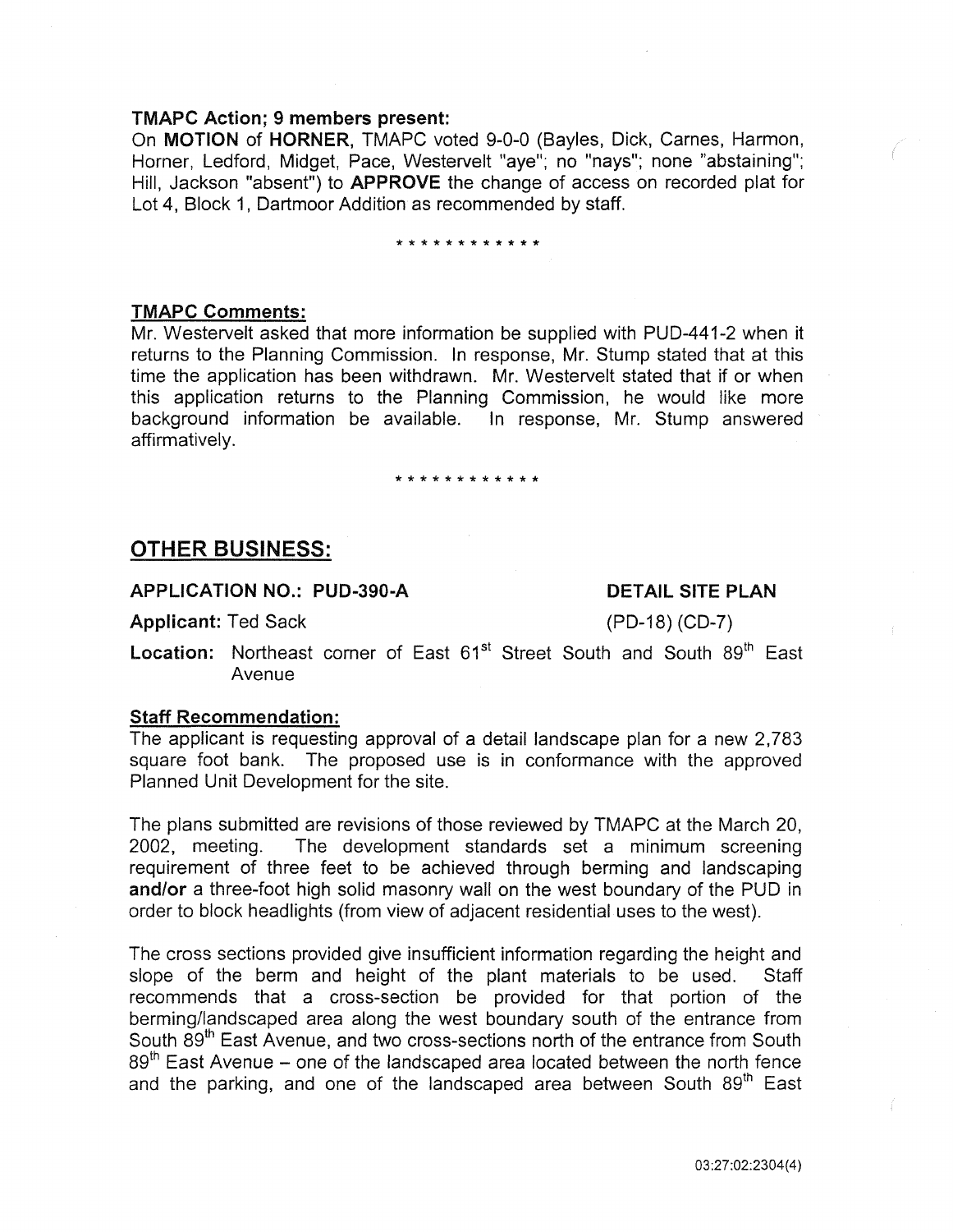**TMAPC Action; 9 members present:**

On **MOTION** of **HORNER**, TMAPC voted 9-0-0 (Bayles, Dick, Carnes, Harmon, Horner, Ledford, Midget, Pace, Westervelt "aye"; no "nays"; none "abstaining"; Hill, Jackson "absent") to **APPROVE** the change of access on recorded plat for Lot 4, Block 1, Dartmoor Addition as recommended by staff.

\* \* \* \* \* \* \* \* \* \* \* \*

**TMAPC Comments:**

Mr. Westervelt asked that more information be supplied with PUD-441-2 when it returns to the Planning Commission. In response, Mr. Stump stated that at this time the application has been withdrawn. Mr. Westervelt stated that if or when this application returns to the Planning Commission, he would like more background information be available. In response, Mr. Stump answered affirmatively.

\* \* \* \* \* \* \* \* \* \* \* \*

## OTHER BUSINESS:

**APPLICATION NO.: PUD-390-A** **DETAIL SITE PLAN**

**Applicant:** Ted Sack (PD-18) (CD-7)

**Location:** Northeast corner of East 61st Street South and South 89th East Avenue

**Staff Recommendation:**

The applicant is requesting approval of a detail landscape plan for a new 2,783 square foot bank. The proposed use is in conformance with the approved Planned Unit Development for the site.

The plans submitted are revisions of those reviewed by TMAPC at the March 20, 2002, meeting. The development standards set a minimum screening requirement of three feet to be achieved through berming and landscaping **and/or** a three-foot high solid masonry wall on the west boundary of the PUD in order to block headlights (from view of adjacent residential uses to the west).

The cross sections provided give insufficient information regarding the height and slope of the berm and height of the plant materials to be used. Staff recommends that a cross-section be provided for that portion of the berming/landscaped area along the west boundary south of the entrance from South 89th East Avenue, and two cross-sections north of the entrance from South 89th East Avenue – one of the landscaped area located between the north fence and the parking, and one of the landscaped area between South 89th East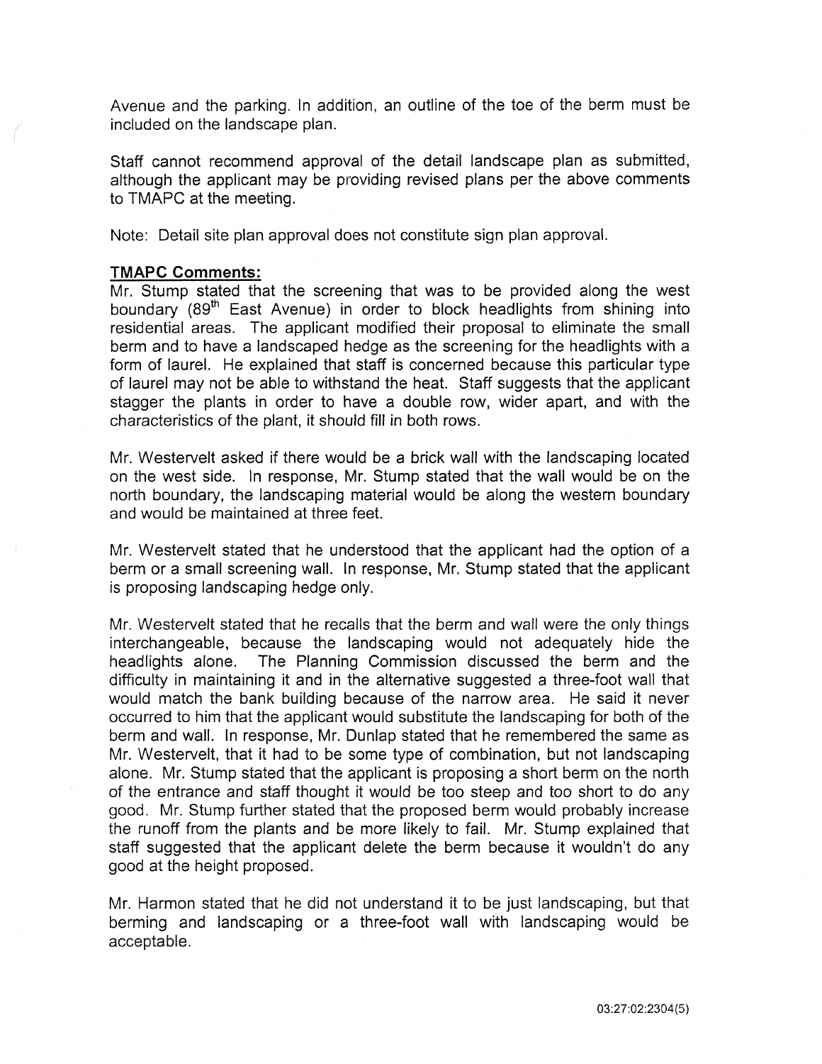Avenue and the parking. In addition, an outline of the toe of the berm must be included on the landscape plan.

Staff cannot recommend approval of the detail landscape plan as submitted, although the applicant may be providing revised plans per the above comments to TMAPC at the meeting.

Note: Detail site plan approval does not constitute sign plan approval.

**TMAPC Comments:**

Mr. Stump stated that the screening that was to be provided along the west boundary (89th East Avenue) in order to block headlights from shining into residential areas. The applicant modified their proposal to eliminate the small berm and to have a landscaped hedge as the screening for the headlights with a form of laurel. He explained that staff is concerned because this particular type of laurel may not be able to withstand the heat. Staff suggests that the applicant stagger the plants in order to have a double row, wider apart, and with the characteristics of the plant, it should fill in both rows.

Mr. Westervelt asked if there would be a brick wall with the landscaping located on the west side. In response, Mr. Stump stated that the wall would be on the north boundary, the landscaping material would be along the western boundary and would be maintained at three feet.

Mr. Westervelt stated that he understood that the applicant had the option of a berm or a small screening wall. In response, Mr. Stump stated that the applicant is proposing landscaping hedge only.

Mr. Westervelt stated that he recalls that the berm and wall were the only things interchangeable, because the landscaping would not adequately hide the headlights alone. The Planning Commission discussed the berm and the difficulty in maintaining it and in the alternative suggested a three-foot wall that would match the bank building because of the narrow area. He said it never occurred to him that the applicant would substitute the landscaping for both of the berm and wall. In response, Mr. Dunlap stated that he remembered the same as Mr. Westervelt, that it had to be some type of combination, but not landscaping alone. Mr. Stump stated that the applicant is proposing a short berm on the north of the entrance and staff thought it would be too steep and too short to do any good. Mr. Stump further stated that the proposed berm would probably increase the runoff from the plants and be more likely to fail. Mr. Stump explained that staff suggested that the applicant delete the berm because it wouldn't do any good at the height proposed.

Mr. Harmon stated that he did not understand it to be just landscaping, but that berming and landscaping or a three-foot wall with landscaping would be acceptable.

03:27:02:2304(5)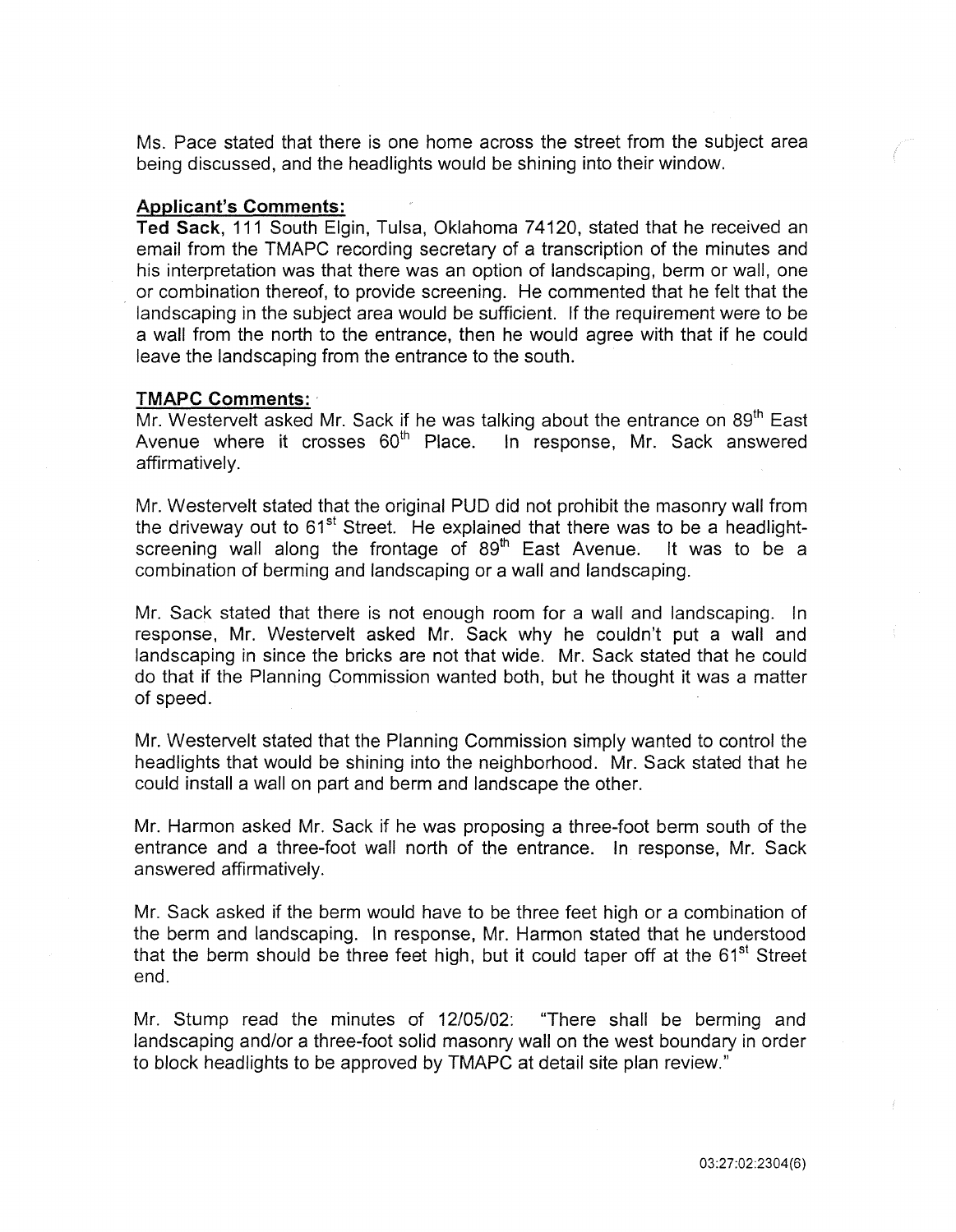Ms. Pace stated that there is one home across the street from the subject area being discussed, and the headlights would be shining into their window.

**Applicant's Comments:**

**Ted Sack**, 111 South Elgin, Tulsa, Oklahoma 74120, stated that he received an email from the TMAPC recording secretary of a transcription of the minutes and his interpretation was that there was an option of landscaping, berm or wall, one or combination thereof, to provide screening. He commented that he felt that the landscaping in the subject area would be sufficient. If the requirement were to be a wall from the north to the entrance, then he would agree with that if he could leave the landscaping from the entrance to the south.

**TMAPC Comments:**

Mr. Westervelt asked Mr. Sack if he was talking about the entrance on 89th East Avenue where it crosses 60th Place. In response, Mr. Sack answered affirmatively.

Mr. Westervelt stated that the original PUD did not prohibit the masonry wall from the driveway out to 61st Street. He explained that there was to be a headlight-screening wall along the frontage of 89th East Avenue. It was to be a combination of berming and landscaping or a wall and landscaping.

Mr. Sack stated that there is not enough room for a wall and landscaping. In response, Mr. Westervelt asked Mr. Sack why he couldn't put a wall and landscaping in since the bricks are not that wide. Mr. Sack stated that he could do that if the Planning Commission wanted both, but he thought it was a matter of speed.

Mr. Westervelt stated that the Planning Commission simply wanted to control the headlights that would be shining into the neighborhood. Mr. Sack stated that he could install a wall on part and berm and landscape the other.

Mr. Harmon asked Mr. Sack if he was proposing a three-foot berm south of the entrance and a three-foot wall north of the entrance. In response, Mr. Sack answered affirmatively.

Mr. Sack asked if the berm would have to be three feet high or a combination of the berm and landscaping. In response, Mr. Harmon stated that he understood that the berm should be three feet high, but it could taper off at the 61st Street end.

Mr. Stump read the minutes of 12/05/02: "There shall be berming and landscaping and/or a three-foot solid masonry wall on the west boundary in order to block headlights to be approved by TMAPC at detail site plan review."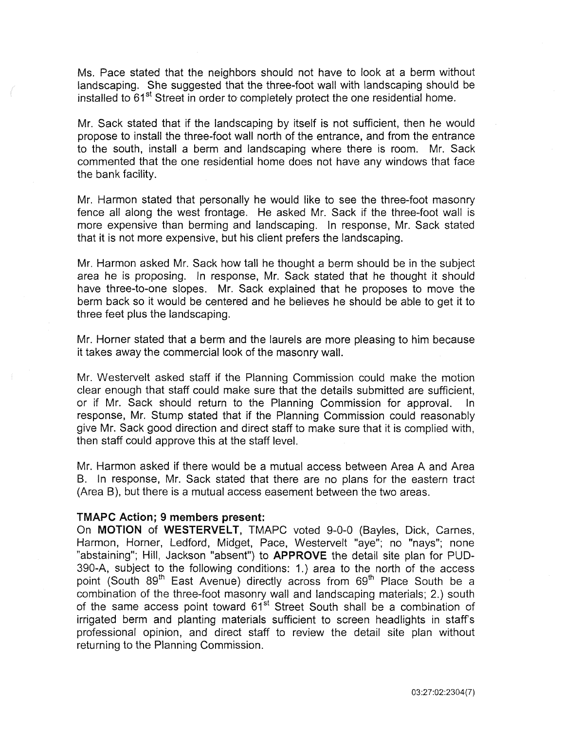Ms. Pace stated that the neighbors should not have to look at a berm without landscaping. She suggested that the three-foot wall with landscaping should be installed to 61st Street in order to completely protect the one residential home.

Mr. Sack stated that if the landscaping by itself is not sufficient, then he would propose to install the three-foot wall north of the entrance, and from the entrance to the south, install a berm and landscaping where there is room. Mr. Sack commented that the one residential home does not have any windows that face the bank facility.

Mr. Harmon stated that personally he would like to see the three-foot masonry fence all along the west frontage. He asked Mr. Sack if the three-foot wall is more expensive than berming and landscaping. In response, Mr. Sack stated that it is not more expensive, but his client prefers the landscaping.

Mr. Harmon asked Mr. Sack how tall he thought a berm should be in the subject area he is proposing. In response, Mr. Sack stated that he thought it should have three-to-one slopes. Mr. Sack explained that he proposes to move the berm back so it would be centered and he believes he should be able to get it to three feet plus the landscaping.

Mr. Horner stated that a berm and the laurels are more pleasing to him because it takes away the commercial look of the masonry wall.

Mr. Westervelt asked staff if the Planning Commission could make the motion clear enough that staff could make sure that the details submitted are sufficient, or if Mr. Sack should return to the Planning Commission for approval. In response, Mr. Stump stated that if the Planning Commission could reasonably give Mr. Sack good direction and direct staff to make sure that it is complied with, then staff could approve this at the staff level.

Mr. Harmon asked if there would be a mutual access between Area A and Area B. In response, Mr. Sack stated that there are no plans for the eastern tract (Area B), but there is a mutual access easement between the two areas.

**TMAPC Action; 9 members present:**

On **MOTION** of **WESTERVELT**, TMAPC voted 9-0-0 (Bayles, Dick, Carnes, Harmon, Horner, Ledford, Midget, Pace, Westervelt "aye"; no "nays"; none "abstaining"; Hill, Jackson "absent") to **APPROVE** the detail site plan for PUD-390-A, subject to the following conditions: 1.) area to the north of the access point (South 89th East Avenue) directly across from 69th Place South be a combination of the three-foot masonry wall and landscaping materials; 2.) south of the same access point toward 61st Street South shall be a combination of irrigated berm and planting materials sufficient to screen headlights in staff's professional opinion, and direct staff to review the detail site plan without returning to the Planning Commission.

03:27:02:2304(7)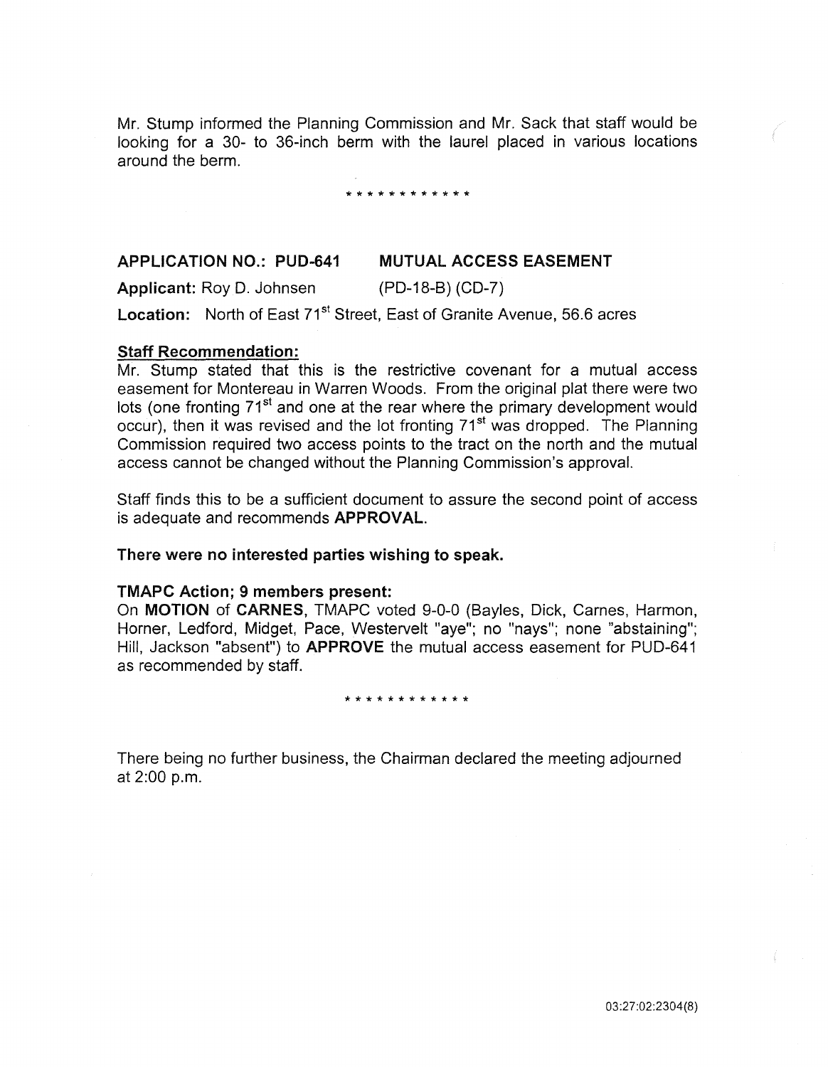Mr. Stump informed the Planning Commission and Mr. Sack that staff would be looking for a 30- to 36-inch berm with the laurel placed in various locations around the berm.

\* \* \* \* \* \* \* \* \* \* \* \*

**APPLICATION NO.: PUD-641** **MUTUAL ACCESS EASEMENT**

**Applicant:** Roy D. Johnsen (PD-18-B) (CD-7)

**Location:** North of East 71st Street, East of Granite Avenue, 56.6 acres

**Staff Recommendation:**

Mr. Stump stated that this is the restrictive covenant for a mutual access easement for Montereau in Warren Woods. From the original plat there were two lots (one fronting 71st and one at the rear where the primary development would occur), then it was revised and the lot fronting 71st was dropped. The Planning Commission required two access points to the tract on the north and the mutual access cannot be changed without the Planning Commission's approval.

Staff finds this to be a sufficient document to assure the second point of access is adequate and recommends **APPROVAL**.

**There were no interested parties wishing to speak.**

**TMAPC Action; 9 members present:**

On **MOTION** of **CARNES**, TMAPC voted 9-0-0 (Bayles, Dick, Carnes, Harmon, Horner, Ledford, Midget, Pace, Westervelt "aye"; no "nays"; none "abstaining"; Hill, Jackson "absent") to **APPROVE** the mutual access easement for PUD-641 as recommended by staff.

\* \* \* \* \* \* \* \* \* \* \* \*

There being no further business, the Chairman declared the meeting adjourned at 2:00 p.m.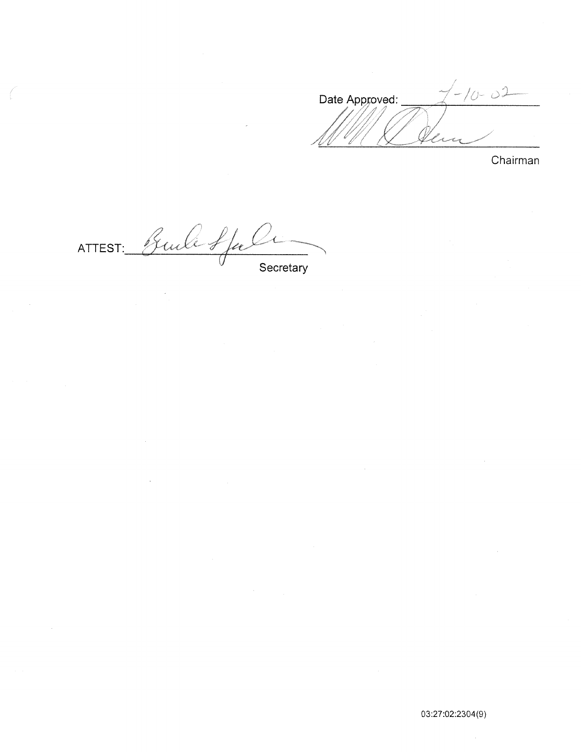Date Approved: 7-10-02

Chairman

ATTEST:

Secretary

03:27:02:2304(9)